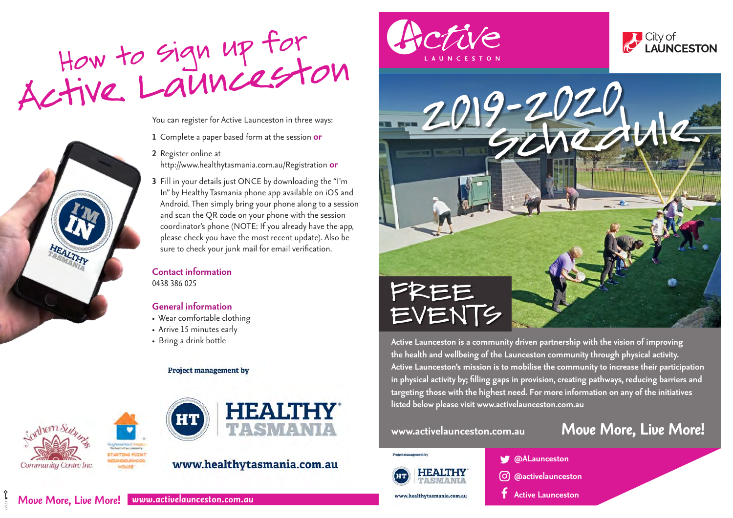# How to sign up for Active Launceston

You can register for Active Launceston in three ways:

1. Complete a paper based form at the session **or**
2. Register online at http://www.healthytasmania.com.au/Registration **or**
3. Fill in your details just ONCE by downloading the "I'm In" by Healthy Tasmania phone app available on iOS and Android. Then simply bring your phone along to a session and scan the QR code on your phone with the session coordinator's phone (NOTE: If you already have the app, please check you have the most recent update). Also be sure to check your junk mail for email verification.

## Contact information

0438 386 025

## General information

- Wear comfortable clothing
- Arrive 15 minutes early
- Bring a drink bottle

Project management by

HEALTHY TASMANIA

www.healthytasmania.com.au

Northern Suburbs Community Centre Inc.

Starting Point Neighbourhood House

**Move More, Live More!** www.activelaunceston.com.au

# Active Launceston

City of LAUNCESTON

# 2019-2020 Schedule

## FREE EVENTS

**Active Launceston is a community driven partnership with the vision of improving the health and wellbeing of the Launceston community through physical activity. Active Launceston's mission is to mobilise the community to increase their participation in physical activity by; filling gaps in provision, creating pathways, reducing barriers and targeting those with the highest need. For more information on any of the initiatives listed below please visit www.activelaunceston.com.au**

**www.activelaunceston.com.au**

**Move More, Live More!**

Project management by

HEALTHY TASMANIA

www.healthytasmania.com.au

- @ALaunceston
- @activelaunceston
- Active Launceston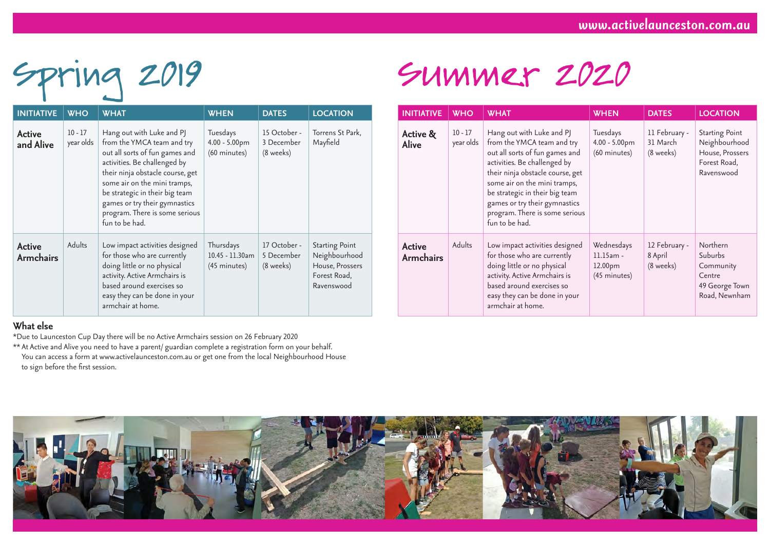# Spring 2019

| INITIATIVE | WHO | WHAT | WHEN | DATES | LOCATION |
|---|---|---|---|---|---|
| **Active and Alive** | 10 - 17 year olds | Hang out with Luke and PJ from the YMCA team and try out all sorts of fun games and activities. Be challenged by their ninja obstacle course, get some air on the mini tramps, be strategic in their big team games or try their gymnastics program. There is some serious fun to be had. | Tuesdays 4.00 - 5.00pm (60 minutes) | 15 October - 3 December (8 weeks) | Torrens St Park, Mayfield |
| **Active Armchairs** | Adults | Low impact activities designed for those who are currently doing little or no physical activity. Active Armchairs is based around exercises so easy they can be done in your armchair at home. | Thursdays 10.45 - 11.30am (45 minutes) | 17 October - 5 December (8 weeks) | Starting Point Neighbourhood House, Prossers Forest Road, Ravenswood |

# Summer 2020

| INITIATIVE | WHO | WHAT | WHEN | DATES | LOCATION |
|---|---|---|---|---|---|
| **Active & Alive** | 10 - 17 year olds | Hang out with Luke and PJ from the YMCA team and try out all sorts of fun games and activities. Be challenged by their ninja obstacle course, get some air on the mini tramps, be strategic in their big team games or try their gymnastics program. There is some serious fun to be had. | Tuesdays 4.00 - 5.00pm (60 minutes) | 11 February - 31 March (8 weeks) | Starting Point Neighbourhood House, Prossers Forest Road, Ravenswood |
| **Active Armchairs** | Adults | Low impact activities designed for those who are currently doing little or no physical activity. Active Armchairs is based around exercises so easy they can be done in your armchair at home. | Wednesdays 11.15am - 12.00pm (45 minutes) | 12 February - 8 April (8 weeks) | Northern Suburbs Community Centre 49 George Town Road, Newnham |

## What else

*Due to Launceston Cup Day there will be no Active Armchairs session on 26 February 2020

** At Active and Alive you need to have a parent/ guardian complete a registration form on your behalf. You can access a form at www.activelaunceston.com.au or get one from the local Neighbourhood House to sign before the first session.